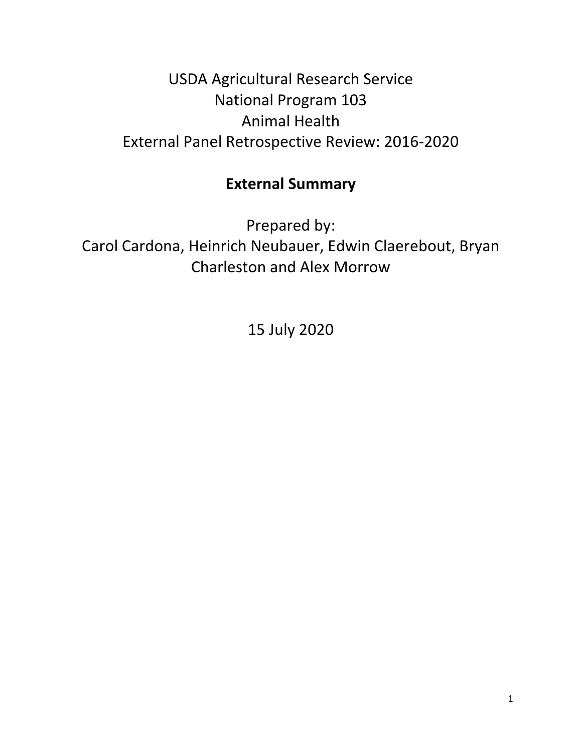# USDA Agricultural Research Service
# National Program 103
# Animal Health
# External Panel Retrospective Review: 2016-2020

## External Summary

Prepared by:
Carol Cardona, Heinrich Neubauer, Edwin Claerebout, Bryan Charleston and Alex Morrow

15 July 2020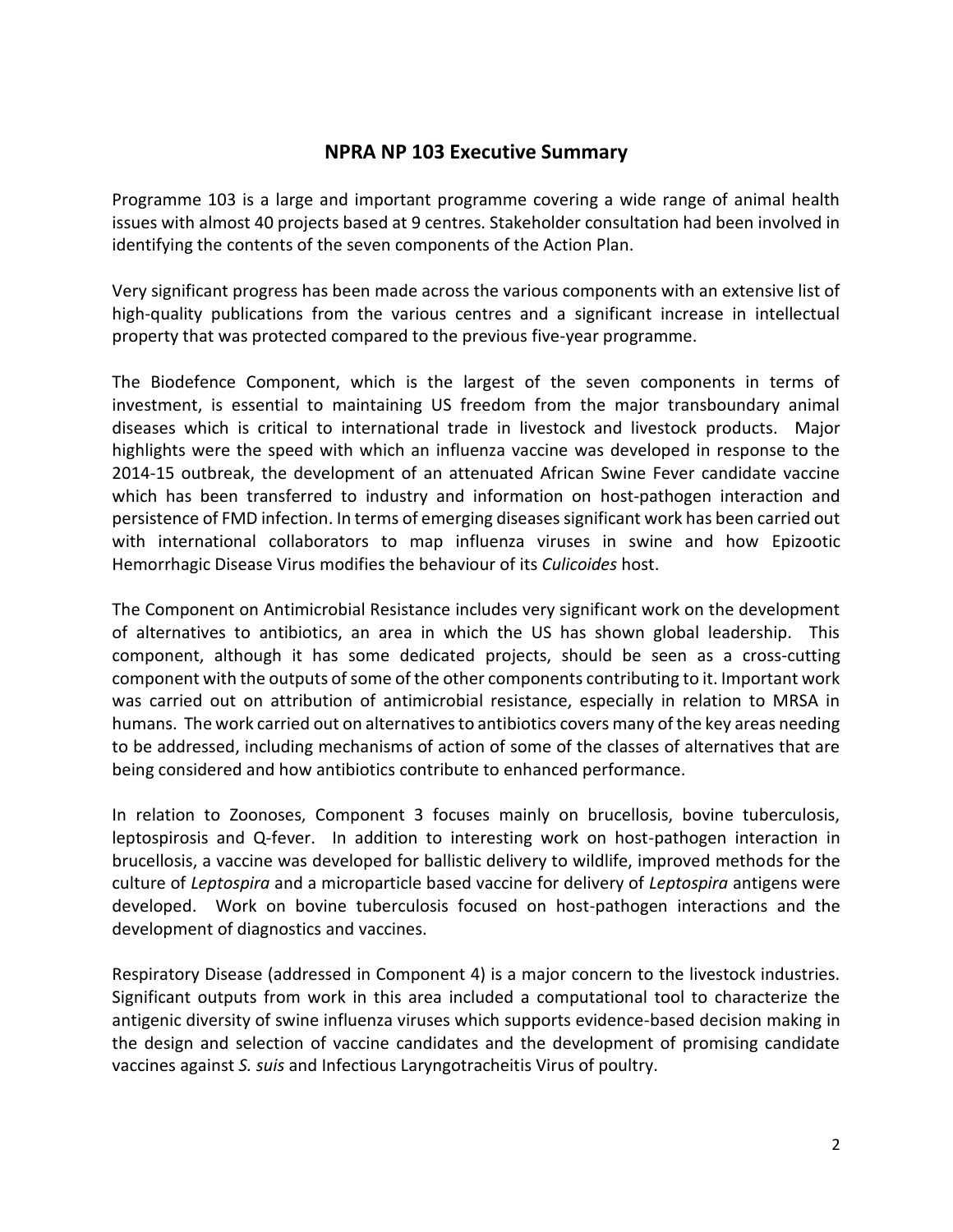## NPRA NP 103 Executive Summary

Programme 103 is a large and important programme covering a wide range of animal health issues with almost 40 projects based at 9 centres. Stakeholder consultation had been involved in identifying the contents of the seven components of the Action Plan.

Very significant progress has been made across the various components with an extensive list of high-quality publications from the various centres and a significant increase in intellectual property that was protected compared to the previous five-year programme.

The Biodefence Component, which is the largest of the seven components in terms of investment, is essential to maintaining US freedom from the major transboundary animal diseases which is critical to international trade in livestock and livestock products. Major highlights were the speed with which an influenza vaccine was developed in response to the 2014-15 outbreak, the development of an attenuated African Swine Fever candidate vaccine which has been transferred to industry and information on host-pathogen interaction and persistence of FMD infection. In terms of emerging diseases significant work has been carried out with international collaborators to map influenza viruses in swine and how Epizootic Hemorrhagic Disease Virus modifies the behaviour of its *Culicoides* host.

The Component on Antimicrobial Resistance includes very significant work on the development of alternatives to antibiotics, an area in which the US has shown global leadership. This component, although it has some dedicated projects, should be seen as a cross-cutting component with the outputs of some of the other components contributing to it. Important work was carried out on attribution of antimicrobial resistance, especially in relation to MRSA in humans. The work carried out on alternatives to antibiotics covers many of the key areas needing to be addressed, including mechanisms of action of some of the classes of alternatives that are being considered and how antibiotics contribute to enhanced performance.

In relation to Zoonoses, Component 3 focuses mainly on brucellosis, bovine tuberculosis, leptospirosis and Q-fever. In addition to interesting work on host-pathogen interaction in brucellosis, a vaccine was developed for ballistic delivery to wildlife, improved methods for the culture of *Leptospira* and a microparticle based vaccine for delivery of *Leptospira* antigens were developed. Work on bovine tuberculosis focused on host-pathogen interactions and the development of diagnostics and vaccines.

Respiratory Disease (addressed in Component 4) is a major concern to the livestock industries. Significant outputs from work in this area included a computational tool to characterize the antigenic diversity of swine influenza viruses which supports evidence-based decision making in the design and selection of vaccine candidates and the development of promising candidate vaccines against *S. suis* and Infectious Laryngotracheitis Virus of poultry.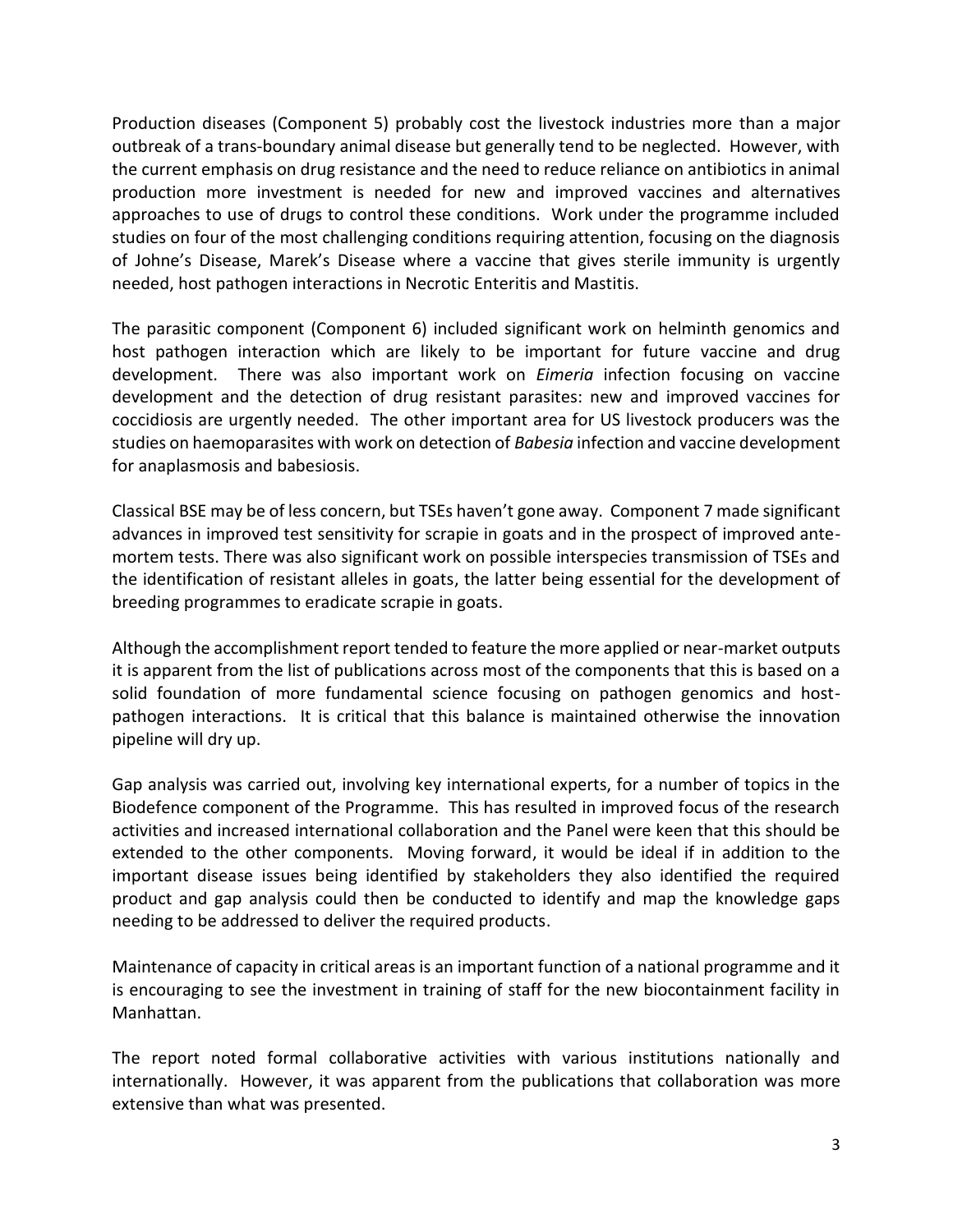Production diseases (Component 5) probably cost the livestock industries more than a major outbreak of a trans-boundary animal disease but generally tend to be neglected. However, with the current emphasis on drug resistance and the need to reduce reliance on antibiotics in animal production more investment is needed for new and improved vaccines and alternatives approaches to use of drugs to control these conditions. Work under the programme included studies on four of the most challenging conditions requiring attention, focusing on the diagnosis of Johne's Disease, Marek's Disease where a vaccine that gives sterile immunity is urgently needed, host pathogen interactions in Necrotic Enteritis and Mastitis.

The parasitic component (Component 6) included significant work on helminth genomics and host pathogen interaction which are likely to be important for future vaccine and drug development. There was also important work on *Eimeria* infection focusing on vaccine development and the detection of drug resistant parasites: new and improved vaccines for coccidiosis are urgently needed. The other important area for US livestock producers was the studies on haemoparasites with work on detection of *Babesia* infection and vaccine development for anaplasmosis and babesiosis.

Classical BSE may be of less concern, but TSEs haven't gone away. Component 7 made significant advances in improved test sensitivity for scrapie in goats and in the prospect of improved ante-mortem tests. There was also significant work on possible interspecies transmission of TSEs and the identification of resistant alleles in goats, the latter being essential for the development of breeding programmes to eradicate scrapie in goats.

Although the accomplishment report tended to feature the more applied or near-market outputs it is apparent from the list of publications across most of the components that this is based on a solid foundation of more fundamental science focusing on pathogen genomics and host-pathogen interactions. It is critical that this balance is maintained otherwise the innovation pipeline will dry up.

Gap analysis was carried out, involving key international experts, for a number of topics in the Biodefence component of the Programme. This has resulted in improved focus of the research activities and increased international collaboration and the Panel were keen that this should be extended to the other components. Moving forward, it would be ideal if in addition to the important disease issues being identified by stakeholders they also identified the required product and gap analysis could then be conducted to identify and map the knowledge gaps needing to be addressed to deliver the required products.

Maintenance of capacity in critical areas is an important function of a national programme and it is encouraging to see the investment in training of staff for the new biocontainment facility in Manhattan.

The report noted formal collaborative activities with various institutions nationally and internationally. However, it was apparent from the publications that collaboration was more extensive than what was presented.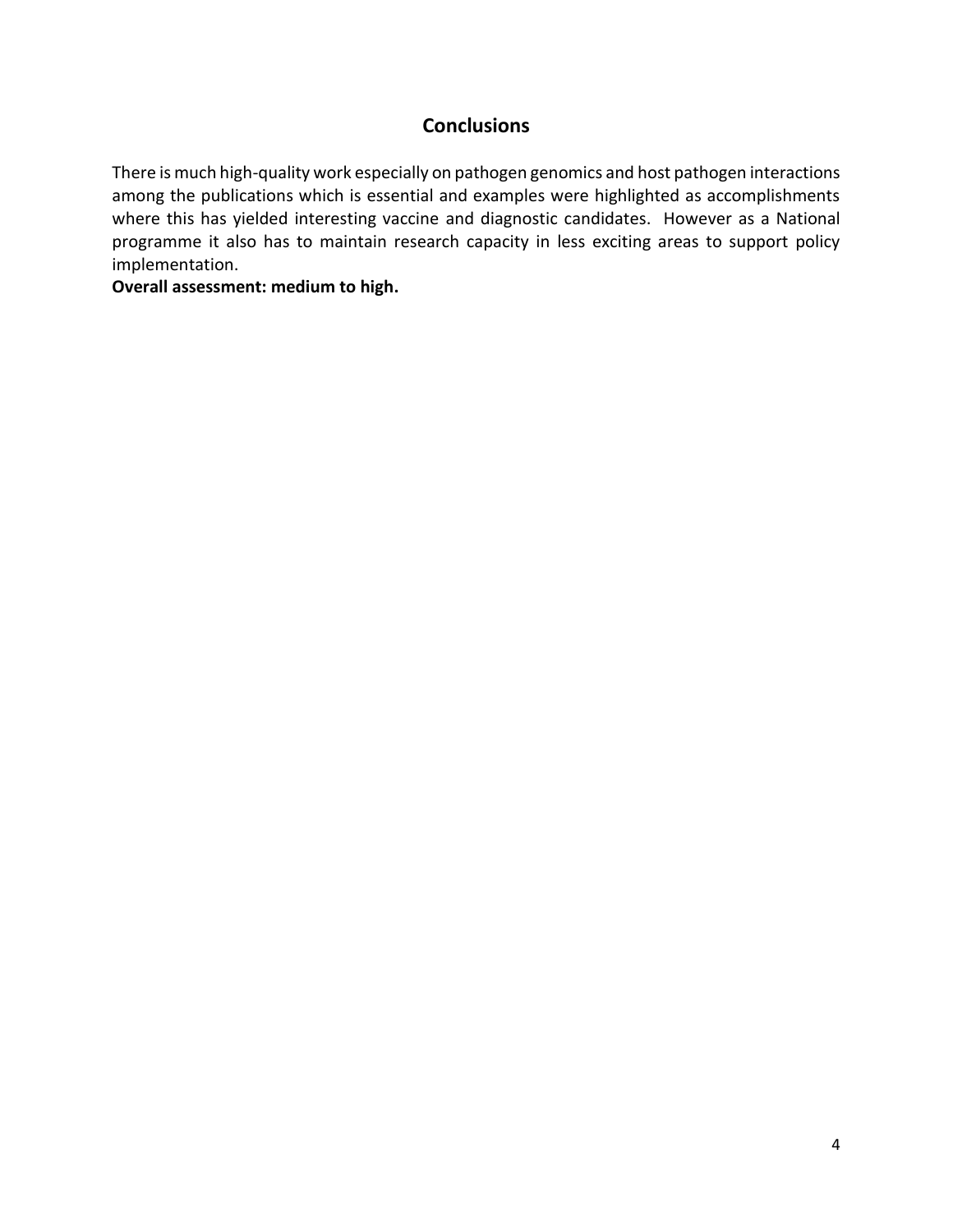## Conclusions

There is much high-quality work especially on pathogen genomics and host pathogen interactions among the publications which is essential and examples were highlighted as accomplishments where this has yielded interesting vaccine and diagnostic candidates. However as a National programme it also has to maintain research capacity in less exciting areas to support policy implementation.

**Overall assessment: medium to high.**